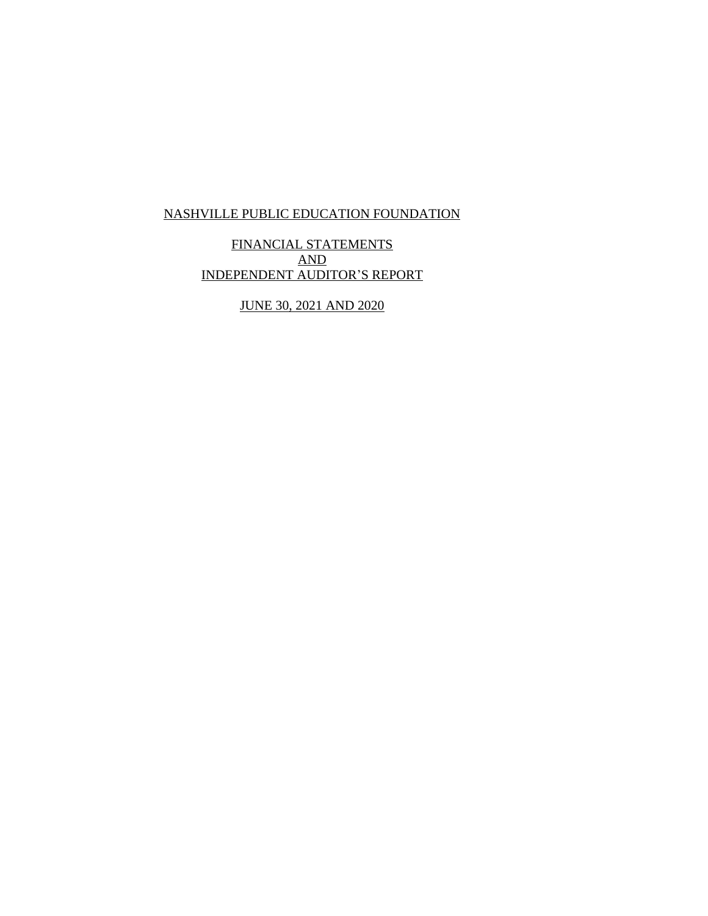# NASHVILLE PUBLIC EDUCATION FOUNDATION

## FINANCIAL STATEMENTS
## AND
## INDEPENDENT AUDITOR'S REPORT

## JUNE 30, 2021 AND 2020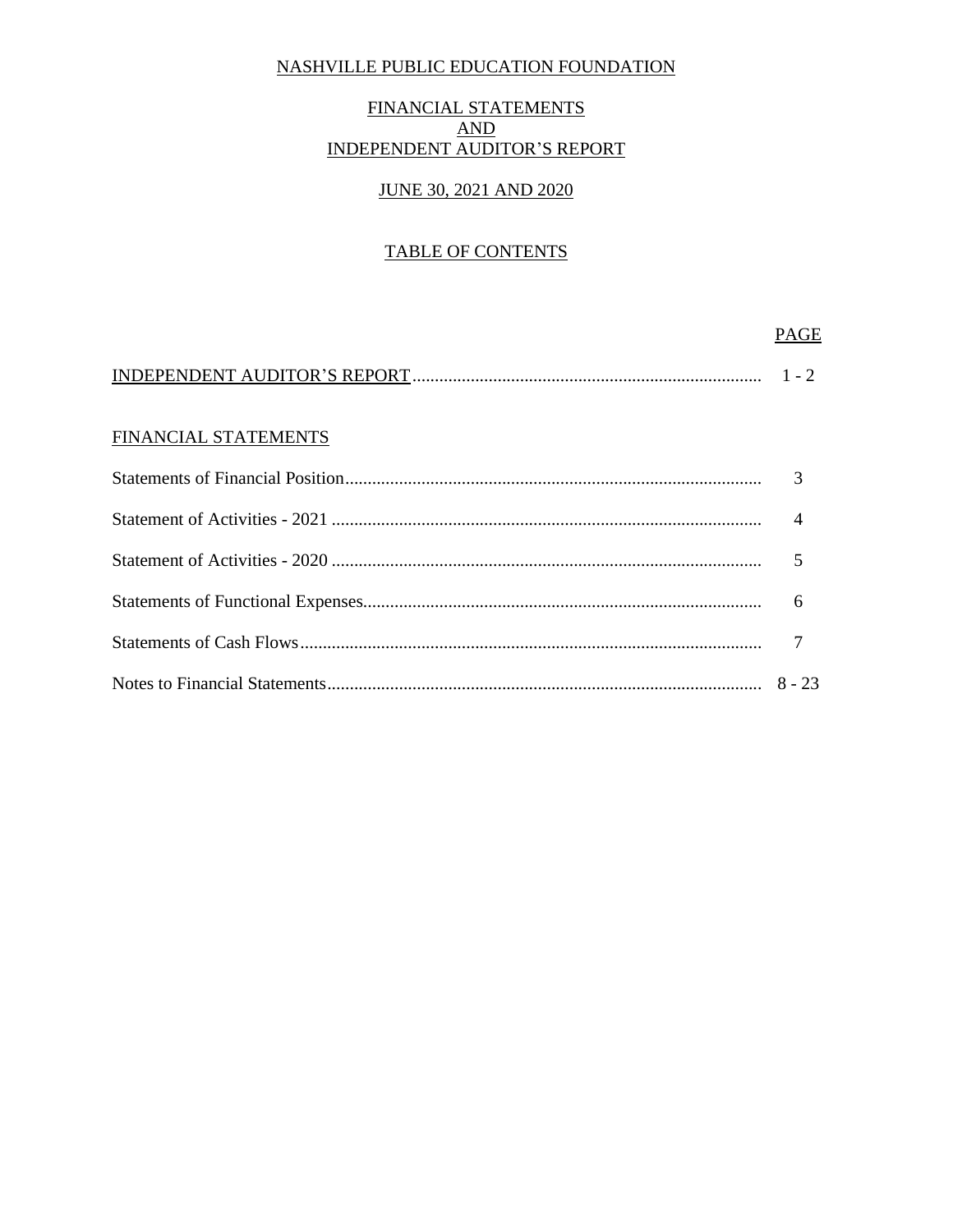# NASHVILLE PUBLIC EDUCATION FOUNDATION

## FINANCIAL STATEMENTS
## AND
## INDEPENDENT AUDITOR'S REPORT

## JUNE 30, 2021 AND 2020

## TABLE OF CONTENTS

| | PAGE |
|---|---|
| INDEPENDENT AUDITOR'S REPORT | 1 - 2 |
| **FINANCIAL STATEMENTS** | |
| Statements of Financial Position | 3 |
| Statement of Activities - 2021 | 4 |
| Statement of Activities - 2020 | 5 |
| Statements of Functional Expenses | 6 |
| Statements of Cash Flows | 7 |
| Notes to Financial Statements | 8 - 23 |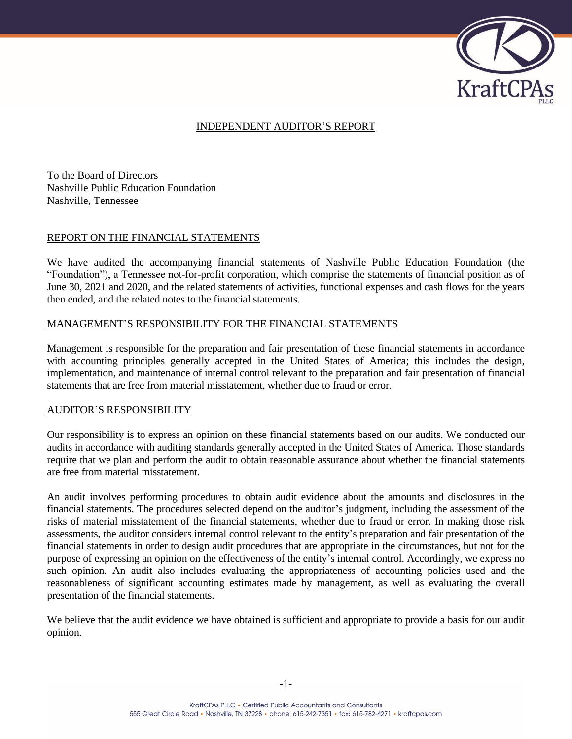# INDEPENDENT AUDITOR'S REPORT

To the Board of Directors
Nashville Public Education Foundation
Nashville, Tennessee

## REPORT ON THE FINANCIAL STATEMENTS

We have audited the accompanying financial statements of Nashville Public Education Foundation (the "Foundation"), a Tennessee not-for-profit corporation, which comprise the statements of financial position as of June 30, 2021 and 2020, and the related statements of activities, functional expenses and cash flows for the years then ended, and the related notes to the financial statements.

## MANAGEMENT'S RESPONSIBILITY FOR THE FINANCIAL STATEMENTS

Management is responsible for the preparation and fair presentation of these financial statements in accordance with accounting principles generally accepted in the United States of America; this includes the design, implementation, and maintenance of internal control relevant to the preparation and fair presentation of financial statements that are free from material misstatement, whether due to fraud or error.

## AUDITOR'S RESPONSIBILITY

Our responsibility is to express an opinion on these financial statements based on our audits. We conducted our audits in accordance with auditing standards generally accepted in the United States of America. Those standards require that we plan and perform the audit to obtain reasonable assurance about whether the financial statements are free from material misstatement.

An audit involves performing procedures to obtain audit evidence about the amounts and disclosures in the financial statements. The procedures selected depend on the auditor's judgment, including the assessment of the risks of material misstatement of the financial statements, whether due to fraud or error. In making those risk assessments, the auditor considers internal control relevant to the entity's preparation and fair presentation of the financial statements in order to design audit procedures that are appropriate in the circumstances, but not for the purpose of expressing an opinion on the effectiveness of the entity's internal control. Accordingly, we express no such opinion. An audit also includes evaluating the appropriateness of accounting policies used and the reasonableness of significant accounting estimates made by management, as well as evaluating the overall presentation of the financial statements.

We believe that the audit evidence we have obtained is sufficient and appropriate to provide a basis for our audit opinion.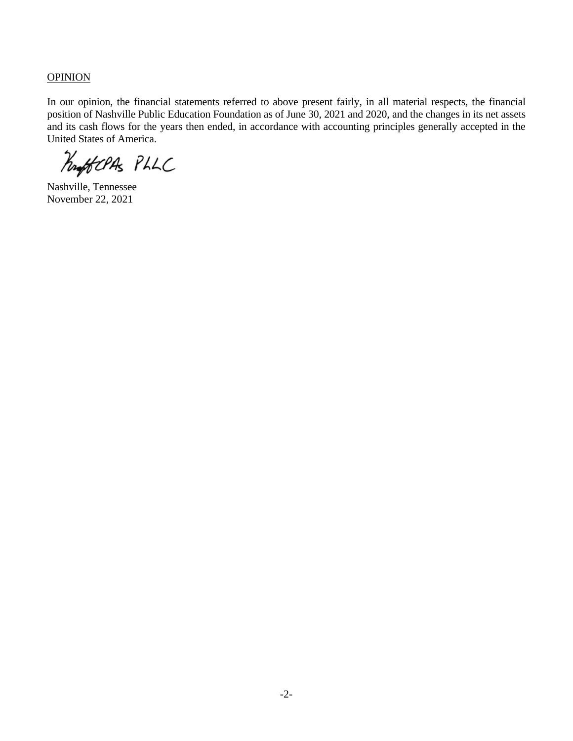OPINION

In our opinion, the financial statements referred to above present fairly, in all material respects, the financial position of Nashville Public Education Foundation as of June 30, 2021 and 2020, and the changes in its net assets and its cash flows for the years then ended, in accordance with accounting principles generally accepted in the United States of America.

Kraft CPAs PLLC

Nashville, Tennessee
November 22, 2021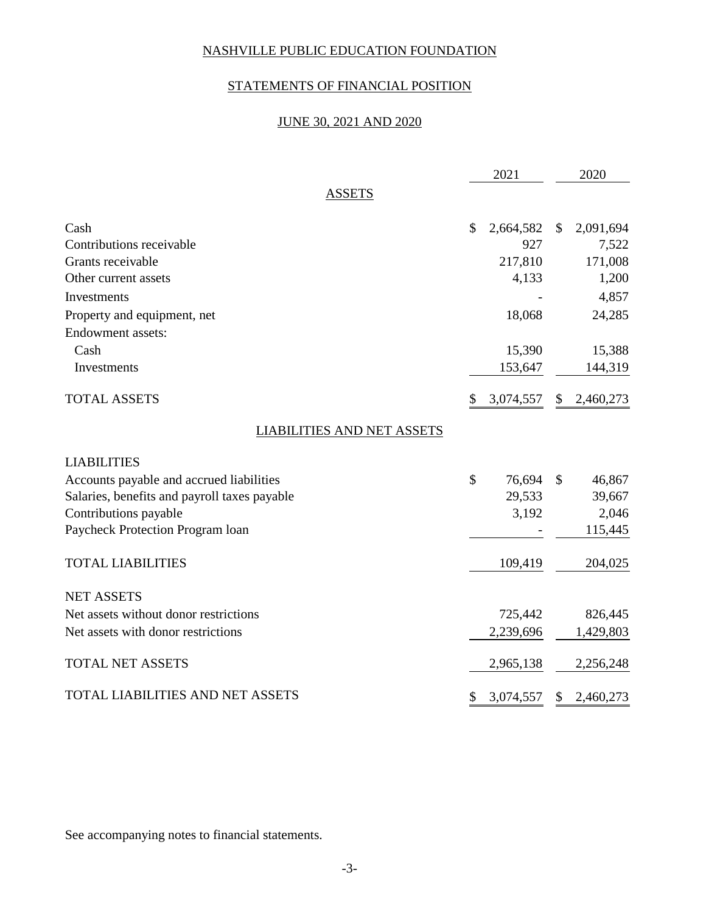# NASHVILLE PUBLIC EDUCATION FOUNDATION

## STATEMENTS OF FINANCIAL POSITION

### JUNE 30, 2021 AND 2020

| | 2021 | 2020 |
|---|---|---|
| **ASSETS** | | |
| Cash | $ 2,664,582 | $ 2,091,694 |
| Contributions receivable | 927 | 7,522 |
| Grants receivable | 217,810 | 171,008 |
| Other current assets | 4,133 | 1,200 |
| Investments | - | 4,857 |
| Property and equipment, net | 18,068 | 24,285 |
| Endowment assets: | | |
| Cash | 15,390 | 15,388 |
| Investments | 153,647 | 144,319 |
| TOTAL ASSETS | $ 3,074,557 | $ 2,460,273 |
| **LIABILITIES AND NET ASSETS** | | |
| LIABILITIES | | |
| Accounts payable and accrued liabilities | $ 76,694 | $ 46,867 |
| Salaries, benefits and payroll taxes payable | 29,533 | 39,667 |
| Contributions payable | 3,192 | 2,046 |
| Paycheck Protection Program loan | - | 115,445 |
| TOTAL LIABILITIES | 109,419 | 204,025 |
| NET ASSETS | | |
| Net assets without donor restrictions | 725,442 | 826,445 |
| Net assets with donor restrictions | 2,239,696 | 1,429,803 |
| TOTAL NET ASSETS | 2,965,138 | 2,256,248 |
| TOTAL LIABILITIES AND NET ASSETS | $ 3,074,557 | $ 2,460,273 |

See accompanying notes to financial statements.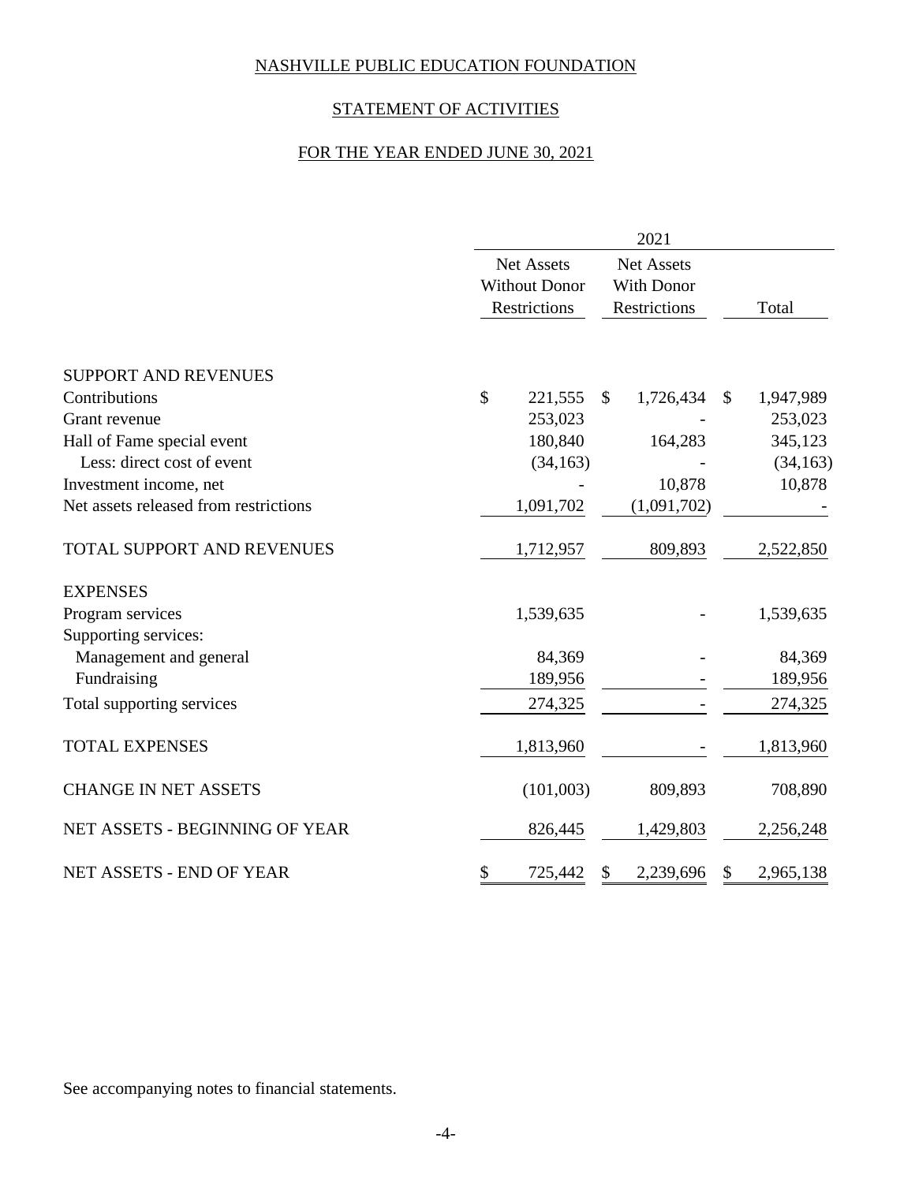# NASHVILLE PUBLIC EDUCATION FOUNDATION

## STATEMENT OF ACTIVITIES

### FOR THE YEAR ENDED JUNE 30, 2021

| | 2021 | | |
|---|---|---|---|
| | Net Assets Without Donor Restrictions | Net Assets With Donor Restrictions | Total |
| **SUPPORT AND REVENUES** | | | |
| Contributions | $ 221,555 | $ 1,726,434 | $ 1,947,989 |
| Grant revenue | 253,023 | - | 253,023 |
| Hall of Fame special event | 180,840 | 164,283 | 345,123 |
| Less: direct cost of event | (34,163) | - | (34,163) |
| Investment income, net | - | 10,878 | 10,878 |
| Net assets released from restrictions | 1,091,702 | (1,091,702) | - |
| TOTAL SUPPORT AND REVENUES | 1,712,957 | 809,893 | 2,522,850 |
| **EXPENSES** | | | |
| Program services | 1,539,635 | - | 1,539,635 |
| Supporting services: | | | |
| Management and general | 84,369 | - | 84,369 |
| Fundraising | 189,956 | - | 189,956 |
| Total supporting services | 274,325 | - | 274,325 |
| TOTAL EXPENSES | 1,813,960 | - | 1,813,960 |
| CHANGE IN NET ASSETS | (101,003) | 809,893 | 708,890 |
| NET ASSETS - BEGINNING OF YEAR | 826,445 | 1,429,803 | 2,256,248 |
| NET ASSETS - END OF YEAR | $ 725,442 | $ 2,239,696 | $ 2,965,138 |

See accompanying notes to financial statements.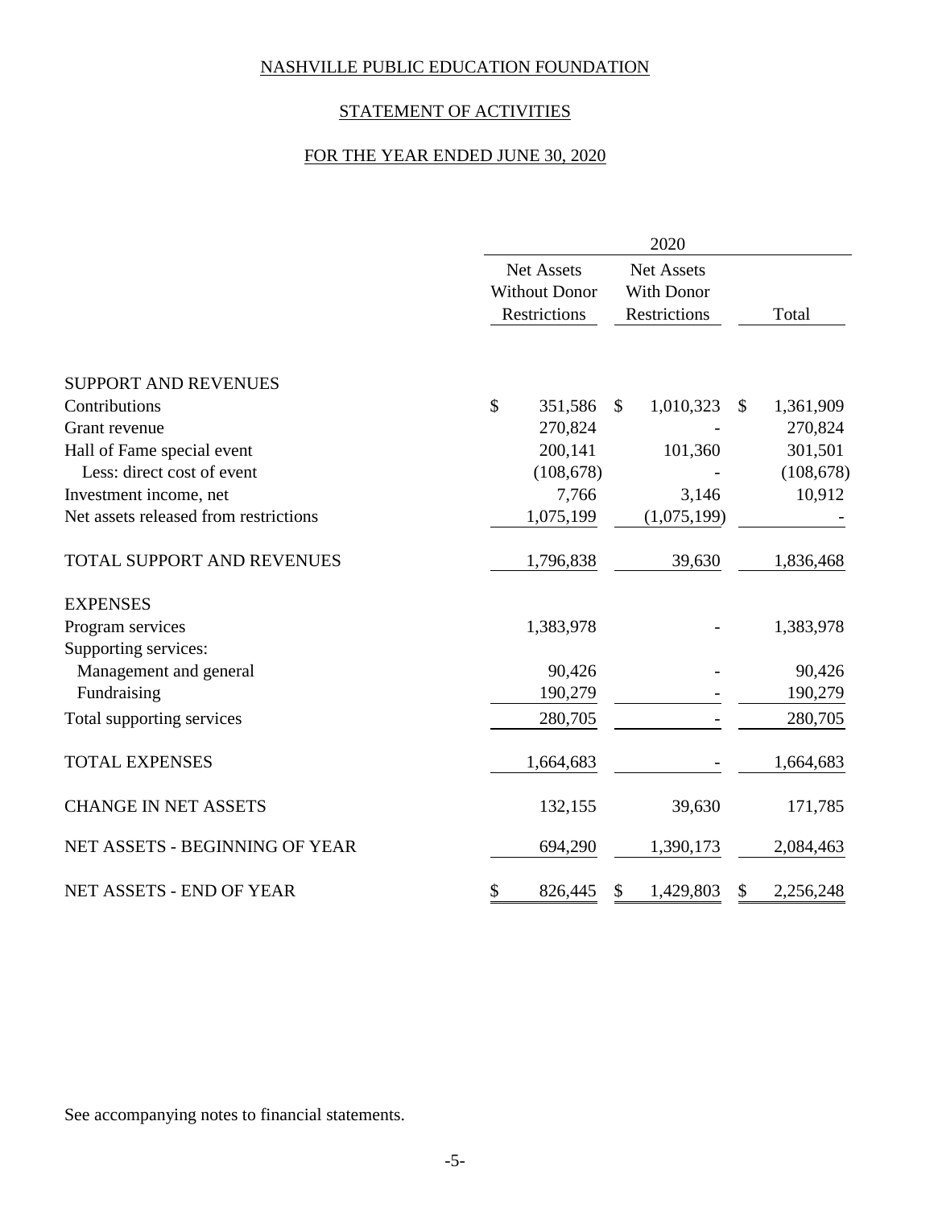# NASHVILLE PUBLIC EDUCATION FOUNDATION

## STATEMENT OF ACTIVITIES

## FOR THE YEAR ENDED JUNE 30, 2020

| | 2020 | | |
|---|---|---|---|
| | Net Assets Without Donor Restrictions | Net Assets With Donor Restrictions | Total |
| **SUPPORT AND REVENUES** | | | |
| Contributions | $ 351,586 | $ 1,010,323 | $ 1,361,909 |
| Grant revenue | 270,824 | - | 270,824 |
| Hall of Fame special event | 200,141 | 101,360 | 301,501 |
| Less: direct cost of event | (108,678) | - | (108,678) |
| Investment income, net | 7,766 | 3,146 | 10,912 |
| Net assets released from restrictions | 1,075,199 | (1,075,199) | - |
| TOTAL SUPPORT AND REVENUES | 1,796,838 | 39,630 | 1,836,468 |
| **EXPENSES** | | | |
| Program services | 1,383,978 | - | 1,383,978 |
| Supporting services: | | | |
| Management and general | 90,426 | - | 90,426 |
| Fundraising | 190,279 | - | 190,279 |
| Total supporting services | 280,705 | - | 280,705 |
| TOTAL EXPENSES | 1,664,683 | - | 1,664,683 |
| CHANGE IN NET ASSETS | 132,155 | 39,630 | 171,785 |
| NET ASSETS - BEGINNING OF YEAR | 694,290 | 1,390,173 | 2,084,463 |
| NET ASSETS - END OF YEAR | $ 826,445 | $ 1,429,803 | $ 2,256,248 |

See accompanying notes to financial statements.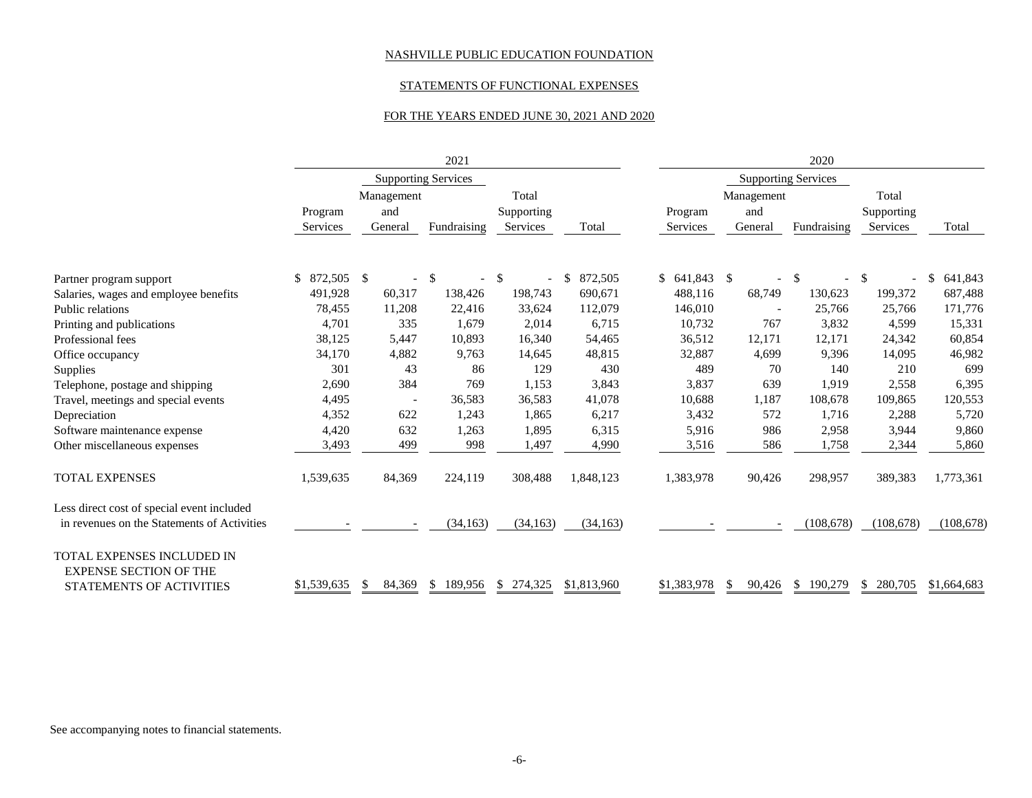NASHVILLE PUBLIC EDUCATION FOUNDATION

STATEMENTS OF FUNCTIONAL EXPENSES

FOR THE YEARS ENDED JUNE 30, 2021 AND 2020

| | 2021 | | | | | 2020 | | | | |
|---|---|---|---|---|---|---|---|---|---|---|
| | | Supporting Services | | | | | Supporting Services | | | |
| | Program Services | Management and General | Fundraising | Total Supporting Services | Total | Program Services | Management and General | Fundraising | Total Supporting Services | Total |
| Partner program support | $ 872,505 | $ - | $ - | $ - | $ 872,505 | $ 641,843 | $ - | $ - | $ - | $ 641,843 |
| Salaries, wages and employee benefits | 491,928 | 60,317 | 138,426 | 198,743 | 690,671 | 488,116 | 68,749 | 130,623 | 199,372 | 687,488 |
| Public relations | 78,455 | 11,208 | 22,416 | 33,624 | 112,079 | 146,010 | - | 25,766 | 25,766 | 171,776 |
| Printing and publications | 4,701 | 335 | 1,679 | 2,014 | 6,715 | 10,732 | 767 | 3,832 | 4,599 | 15,331 |
| Professional fees | 38,125 | 5,447 | 10,893 | 16,340 | 54,465 | 36,512 | 12,171 | 12,171 | 24,342 | 60,854 |
| Office occupancy | 34,170 | 4,882 | 9,763 | 14,645 | 48,815 | 32,887 | 4,699 | 9,396 | 14,095 | 46,982 |
| Supplies | 301 | 43 | 86 | 129 | 430 | 489 | 70 | 140 | 210 | 699 |
| Telephone, postage and shipping | 2,690 | 384 | 769 | 1,153 | 3,843 | 3,837 | 639 | 1,919 | 2,558 | 6,395 |
| Travel, meetings and special events | 4,495 | - | 36,583 | 36,583 | 41,078 | 10,688 | 1,187 | 108,678 | 109,865 | 120,553 |
| Depreciation | 4,352 | 622 | 1,243 | 1,865 | 6,217 | 3,432 | 572 | 1,716 | 2,288 | 5,720 |
| Software maintenance expense | 4,420 | 632 | 1,263 | 1,895 | 6,315 | 5,916 | 986 | 2,958 | 3,944 | 9,860 |
| Other miscellaneous expenses | 3,493 | 499 | 998 | 1,497 | 4,990 | 3,516 | 586 | 1,758 | 2,344 | 5,860 |
| TOTAL EXPENSES | 1,539,635 | 84,369 | 224,119 | 308,488 | 1,848,123 | 1,383,978 | 90,426 | 298,957 | 389,383 | 1,773,361 |
| Less direct cost of special event included in revenues on the Statements of Activities | - | - | (34,163) | (34,163) | (34,163) | - | - | (108,678) | (108,678) | (108,678) |
| TOTAL EXPENSES INCLUDED IN EXPENSE SECTION OF THE STATEMENTS OF ACTIVITIES | $1,539,635 | $ 84,369 | $ 189,956 | $ 274,325 | $1,813,960 | $1,383,978 | $ 90,426 | $ 190,279 | $ 280,705 | $1,664,683 |

See accompanying notes to financial statements.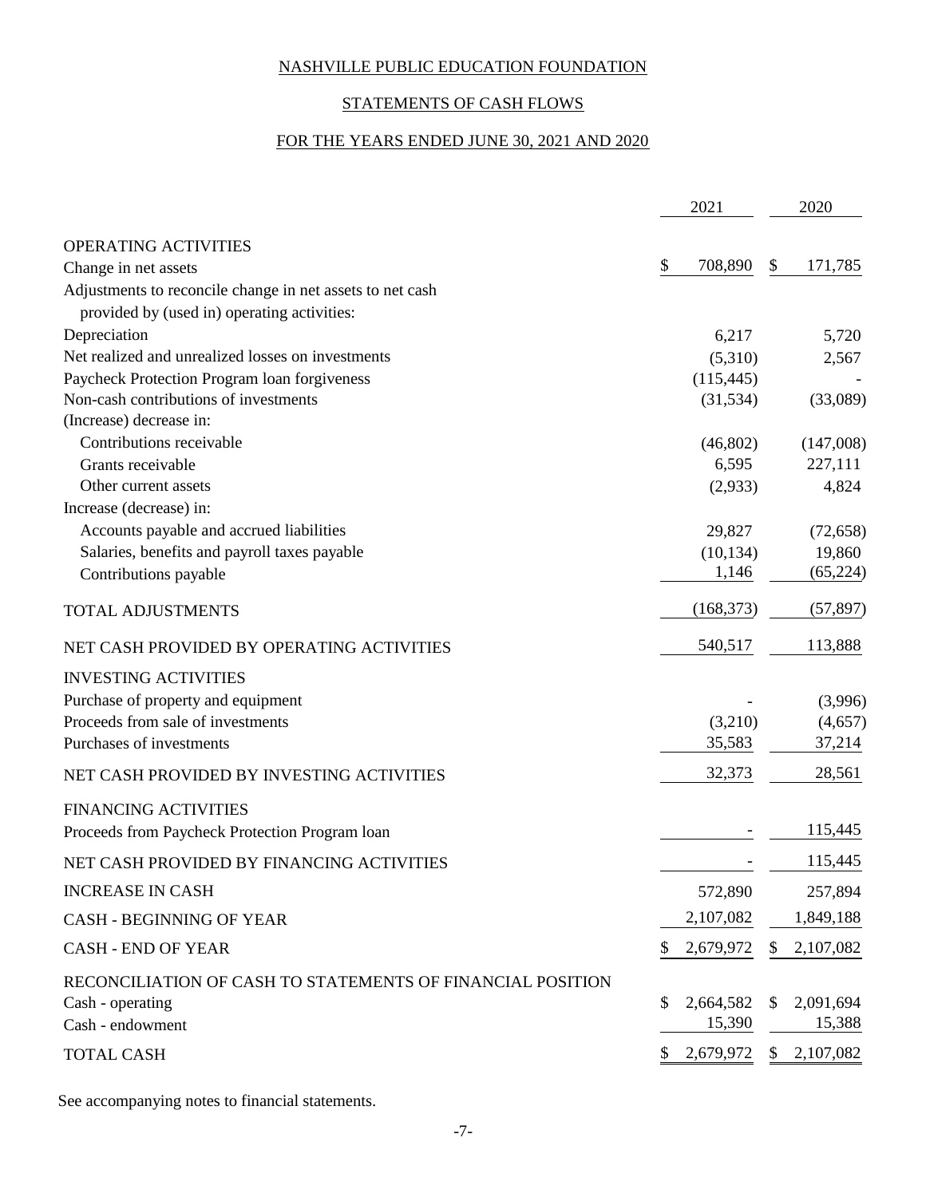NASHVILLE PUBLIC EDUCATION FOUNDATION

STATEMENTS OF CASH FLOWS

FOR THE YEARS ENDED JUNE 30, 2021 AND 2020

| | 2021 | 2020 |
|---|---|---|
| OPERATING ACTIVITIES | | |
| Change in net assets | $ 708,890 | $ 171,785 |
| Adjustments to reconcile change in net assets to net cash provided by (used in) operating activities: | | |
| Depreciation | 6,217 | 5,720 |
| Net realized and unrealized losses on investments | (5,310) | 2,567 |
| Paycheck Protection Program loan forgiveness | (115,445) | - |
| Non-cash contributions of investments | (31,534) | (33,089) |
| (Increase) decrease in: | | |
| Contributions receivable | (46,802) | (147,008) |
| Grants receivable | 6,595 | 227,111 |
| Other current assets | (2,933) | 4,824 |
| Increase (decrease) in: | | |
| Accounts payable and accrued liabilities | 29,827 | (72,658) |
| Salaries, benefits and payroll taxes payable | (10,134) | 19,860 |
| Contributions payable | 1,146 | (65,224) |
| TOTAL ADJUSTMENTS | (168,373) | (57,897) |
| NET CASH PROVIDED BY OPERATING ACTIVITIES | 540,517 | 113,888 |
| INVESTING ACTIVITIES | | |
| Purchase of property and equipment | - | (3,996) |
| Proceeds from sale of investments | (3,210) | (4,657) |
| Purchases of investments | 35,583 | 37,214 |
| NET CASH PROVIDED BY INVESTING ACTIVITIES | 32,373 | 28,561 |
| FINANCING ACTIVITIES | | |
| Proceeds from Paycheck Protection Program loan | - | 115,445 |
| NET CASH PROVIDED BY FINANCING ACTIVITIES | - | 115,445 |
| INCREASE IN CASH | 572,890 | 257,894 |
| CASH - BEGINNING OF YEAR | 2,107,082 | 1,849,188 |
| CASH - END OF YEAR | $ 2,679,972 | $ 2,107,082 |
| RECONCILIATION OF CASH TO STATEMENTS OF FINANCIAL POSITION | | |
| Cash - operating | $ 2,664,582 | $ 2,091,694 |
| Cash - endowment | 15,390 | 15,388 |
| TOTAL CASH | $ 2,679,972 | $ 2,107,082 |

See accompanying notes to financial statements.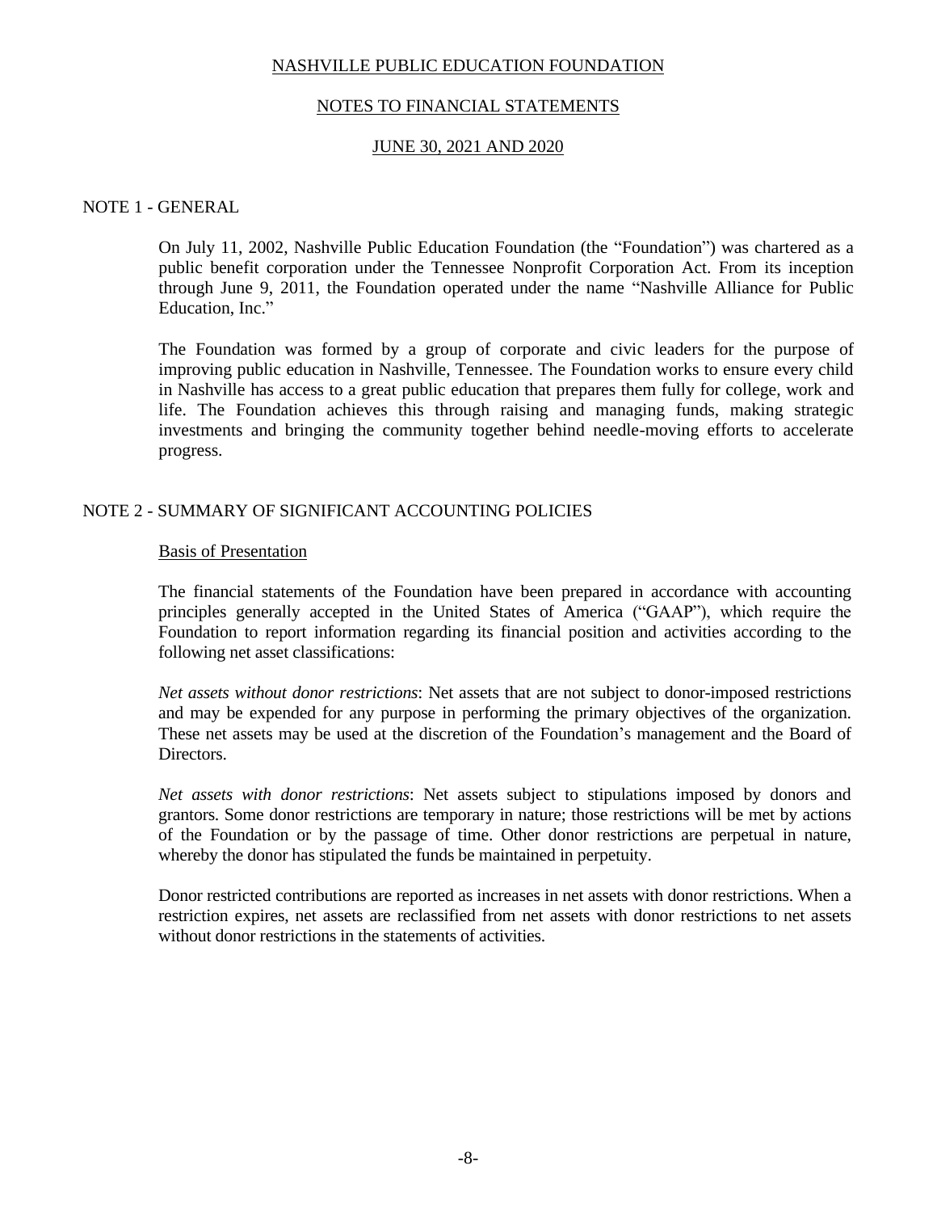# NASHVILLE PUBLIC EDUCATION FOUNDATION

## NOTES TO FINANCIAL STATEMENTS

## JUNE 30, 2021 AND 2020

### NOTE 1 - GENERAL

On July 11, 2002, Nashville Public Education Foundation (the "Foundation") was chartered as a public benefit corporation under the Tennessee Nonprofit Corporation Act. From its inception through June 9, 2011, the Foundation operated under the name "Nashville Alliance for Public Education, Inc."

The Foundation was formed by a group of corporate and civic leaders for the purpose of improving public education in Nashville, Tennessee. The Foundation works to ensure every child in Nashville has access to a great public education that prepares them fully for college, work and life. The Foundation achieves this through raising and managing funds, making strategic investments and bringing the community together behind needle-moving efforts to accelerate progress.

### NOTE 2 - SUMMARY OF SIGNIFICANT ACCOUNTING POLICIES

#### Basis of Presentation

The financial statements of the Foundation have been prepared in accordance with accounting principles generally accepted in the United States of America ("GAAP"), which require the Foundation to report information regarding its financial position and activities according to the following net asset classifications:

*Net assets without donor restrictions*: Net assets that are not subject to donor-imposed restrictions and may be expended for any purpose in performing the primary objectives of the organization. These net assets may be used at the discretion of the Foundation's management and the Board of Directors.

*Net assets with donor restrictions*: Net assets subject to stipulations imposed by donors and grantors. Some donor restrictions are temporary in nature; those restrictions will be met by actions of the Foundation or by the passage of time. Other donor restrictions are perpetual in nature, whereby the donor has stipulated the funds be maintained in perpetuity.

Donor restricted contributions are reported as increases in net assets with donor restrictions. When a restriction expires, net assets are reclassified from net assets with donor restrictions to net assets without donor restrictions in the statements of activities.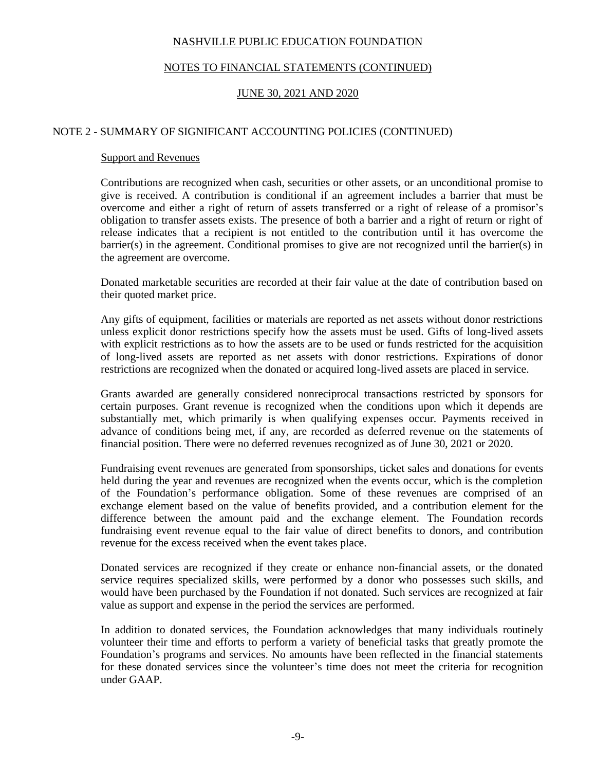# NASHVILLE PUBLIC EDUCATION FOUNDATION

## NOTES TO FINANCIAL STATEMENTS (CONTINUED)

## JUNE 30, 2021 AND 2020

## NOTE 2 - SUMMARY OF SIGNIFICANT ACCOUNTING POLICIES (CONTINUED)

### Support and Revenues

Contributions are recognized when cash, securities or other assets, or an unconditional promise to give is received. A contribution is conditional if an agreement includes a barrier that must be overcome and either a right of return of assets transferred or a right of release of a promisor's obligation to transfer assets exists. The presence of both a barrier and a right of return or right of release indicates that a recipient is not entitled to the contribution until it has overcome the barrier(s) in the agreement. Conditional promises to give are not recognized until the barrier(s) in the agreement are overcome.

Donated marketable securities are recorded at their fair value at the date of contribution based on their quoted market price.

Any gifts of equipment, facilities or materials are reported as net assets without donor restrictions unless explicit donor restrictions specify how the assets must be used. Gifts of long-lived assets with explicit restrictions as to how the assets are to be used or funds restricted for the acquisition of long-lived assets are reported as net assets with donor restrictions. Expirations of donor restrictions are recognized when the donated or acquired long-lived assets are placed in service.

Grants awarded are generally considered nonreciprocal transactions restricted by sponsors for certain purposes. Grant revenue is recognized when the conditions upon which it depends are substantially met, which primarily is when qualifying expenses occur. Payments received in advance of conditions being met, if any, are recorded as deferred revenue on the statements of financial position. There were no deferred revenues recognized as of June 30, 2021 or 2020.

Fundraising event revenues are generated from sponsorships, ticket sales and donations for events held during the year and revenues are recognized when the events occur, which is the completion of the Foundation's performance obligation. Some of these revenues are comprised of an exchange element based on the value of benefits provided, and a contribution element for the difference between the amount paid and the exchange element. The Foundation records fundraising event revenue equal to the fair value of direct benefits to donors, and contribution revenue for the excess received when the event takes place.

Donated services are recognized if they create or enhance non-financial assets, or the donated service requires specialized skills, were performed by a donor who possesses such skills, and would have been purchased by the Foundation if not donated. Such services are recognized at fair value as support and expense in the period the services are performed.

In addition to donated services, the Foundation acknowledges that many individuals routinely volunteer their time and efforts to perform a variety of beneficial tasks that greatly promote the Foundation's programs and services. No amounts have been reflected in the financial statements for these donated services since the volunteer's time does not meet the criteria for recognition under GAAP.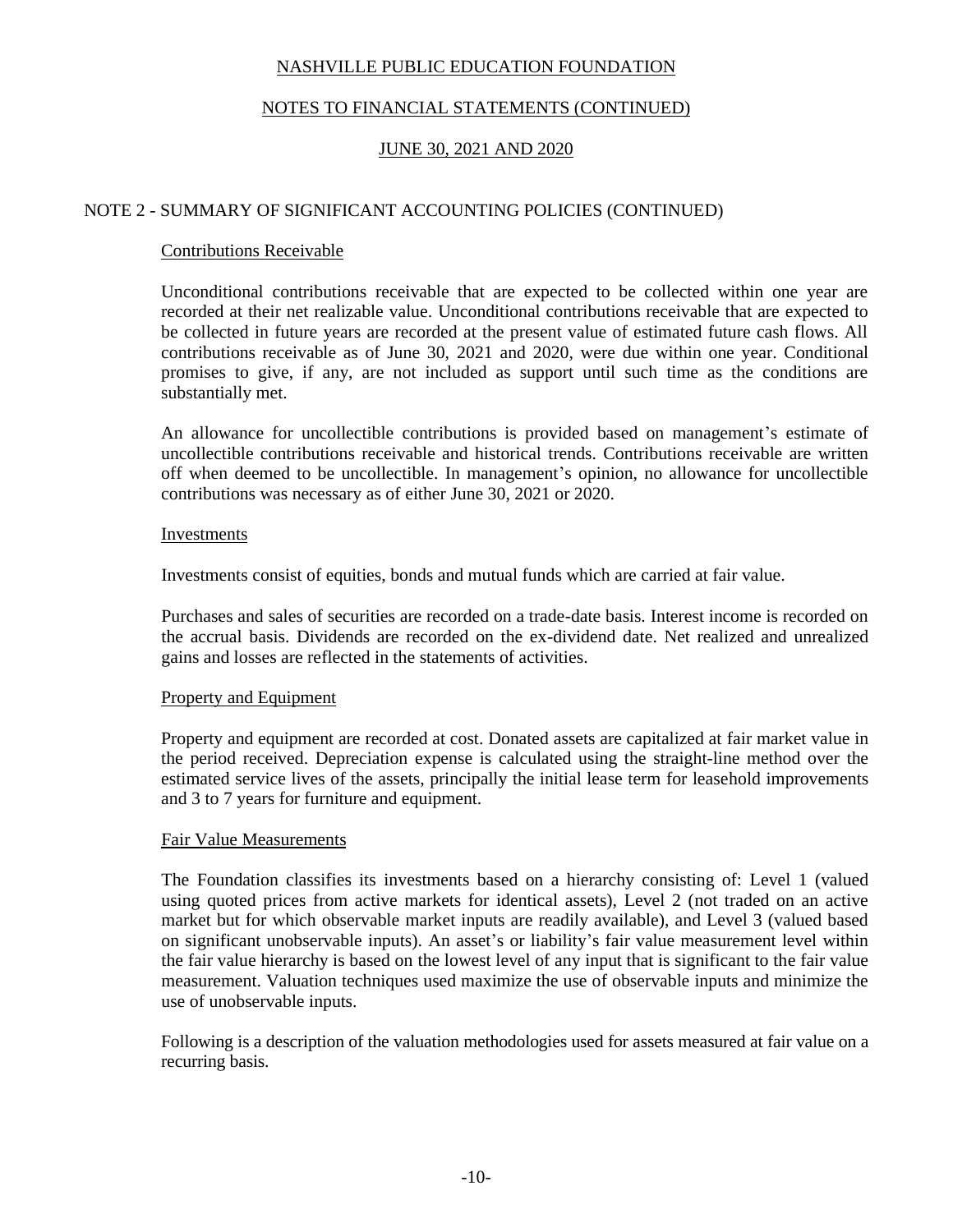NASHVILLE PUBLIC EDUCATION FOUNDATION

NOTES TO FINANCIAL STATEMENTS (CONTINUED)

JUNE 30, 2021 AND 2020

## NOTE 2 - SUMMARY OF SIGNIFICANT ACCOUNTING POLICIES (CONTINUED)

### Contributions Receivable

Unconditional contributions receivable that are expected to be collected within one year are recorded at their net realizable value. Unconditional contributions receivable that are expected to be collected in future years are recorded at the present value of estimated future cash flows. All contributions receivable as of June 30, 2021 and 2020, were due within one year. Conditional promises to give, if any, are not included as support until such time as the conditions are substantially met.

An allowance for uncollectible contributions is provided based on management's estimate of uncollectible contributions receivable and historical trends. Contributions receivable are written off when deemed to be uncollectible. In management's opinion, no allowance for uncollectible contributions was necessary as of either June 30, 2021 or 2020.

### Investments

Investments consist of equities, bonds and mutual funds which are carried at fair value.

Purchases and sales of securities are recorded on a trade-date basis. Interest income is recorded on the accrual basis. Dividends are recorded on the ex-dividend date. Net realized and unrealized gains and losses are reflected in the statements of activities.

### Property and Equipment

Property and equipment are recorded at cost. Donated assets are capitalized at fair market value in the period received. Depreciation expense is calculated using the straight-line method over the estimated service lives of the assets, principally the initial lease term for leasehold improvements and 3 to 7 years for furniture and equipment.

### Fair Value Measurements

The Foundation classifies its investments based on a hierarchy consisting of: Level 1 (valued using quoted prices from active markets for identical assets), Level 2 (not traded on an active market but for which observable market inputs are readily available), and Level 3 (valued based on significant unobservable inputs). An asset's or liability's fair value measurement level within the fair value hierarchy is based on the lowest level of any input that is significant to the fair value measurement. Valuation techniques used maximize the use of observable inputs and minimize the use of unobservable inputs.

Following is a description of the valuation methodologies used for assets measured at fair value on a recurring basis.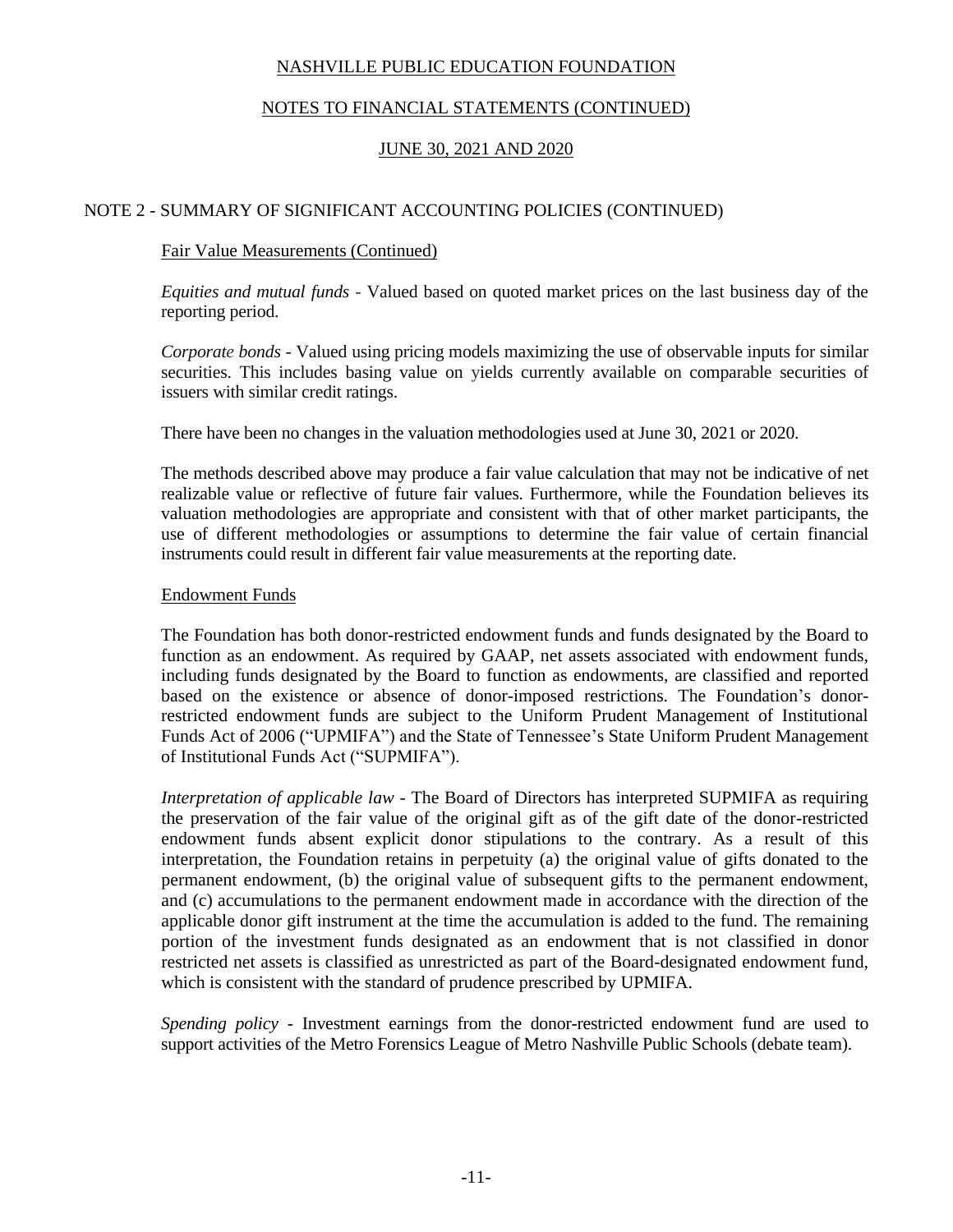## NOTE 2 - SUMMARY OF SIGNIFICANT ACCOUNTING POLICIES (CONTINUED)

### Fair Value Measurements (Continued)

*Equities and mutual funds* - Valued based on quoted market prices on the last business day of the reporting period.

*Corporate bonds* - Valued using pricing models maximizing the use of observable inputs for similar securities. This includes basing value on yields currently available on comparable securities of issuers with similar credit ratings.

There have been no changes in the valuation methodologies used at June 30, 2021 or 2020.

The methods described above may produce a fair value calculation that may not be indicative of net realizable value or reflective of future fair values. Furthermore, while the Foundation believes its valuation methodologies are appropriate and consistent with that of other market participants, the use of different methodologies or assumptions to determine the fair value of certain financial instruments could result in different fair value measurements at the reporting date.

### Endowment Funds

The Foundation has both donor-restricted endowment funds and funds designated by the Board to function as an endowment. As required by GAAP, net assets associated with endowment funds, including funds designated by the Board to function as endowments, are classified and reported based on the existence or absence of donor-imposed restrictions. The Foundation's donor-restricted endowment funds are subject to the Uniform Prudent Management of Institutional Funds Act of 2006 ("UPMIFA") and the State of Tennessee's State Uniform Prudent Management of Institutional Funds Act ("SUPMIFA").

*Interpretation of applicable law* - The Board of Directors has interpreted SUPMIFA as requiring the preservation of the fair value of the original gift as of the gift date of the donor-restricted endowment funds absent explicit donor stipulations to the contrary. As a result of this interpretation, the Foundation retains in perpetuity (a) the original value of gifts donated to the permanent endowment, (b) the original value of subsequent gifts to the permanent endowment, and (c) accumulations to the permanent endowment made in accordance with the direction of the applicable donor gift instrument at the time the accumulation is added to the fund. The remaining portion of the investment funds designated as an endowment that is not classified in donor restricted net assets is classified as unrestricted as part of the Board-designated endowment fund, which is consistent with the standard of prudence prescribed by UPMIFA.

*Spending policy* - Investment earnings from the donor-restricted endowment fund are used to support activities of the Metro Forensics League of Metro Nashville Public Schools (debate team).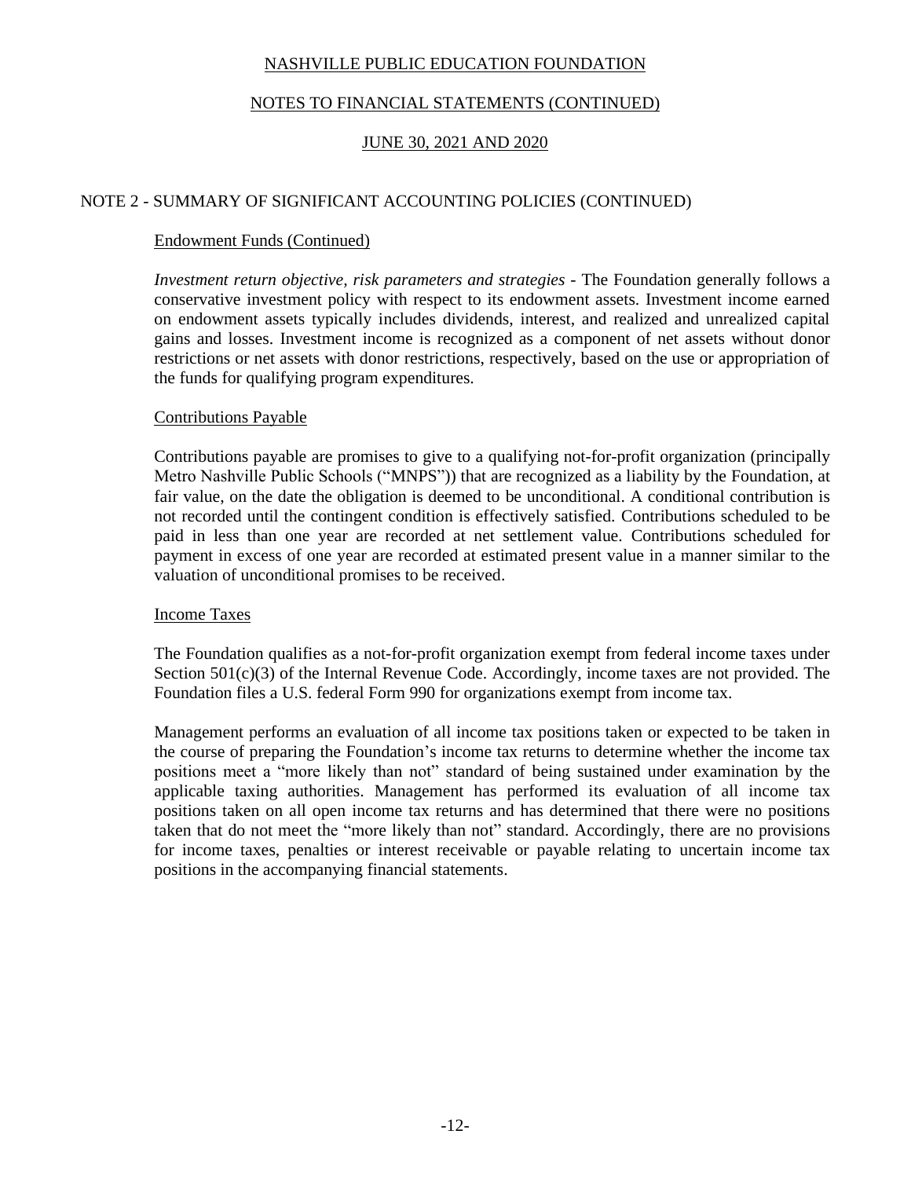NASHVILLE PUBLIC EDUCATION FOUNDATION

NOTES TO FINANCIAL STATEMENTS (CONTINUED)

JUNE 30, 2021 AND 2020

## NOTE 2 - SUMMARY OF SIGNIFICANT ACCOUNTING POLICIES (CONTINUED)

### Endowment Funds (Continued)

*Investment return objective, risk parameters and strategies* - The Foundation generally follows a conservative investment policy with respect to its endowment assets. Investment income earned on endowment assets typically includes dividends, interest, and realized and unrealized capital gains and losses. Investment income is recognized as a component of net assets without donor restrictions or net assets with donor restrictions, respectively, based on the use or appropriation of the funds for qualifying program expenditures.

### Contributions Payable

Contributions payable are promises to give to a qualifying not-for-profit organization (principally Metro Nashville Public Schools ("MNPS")) that are recognized as a liability by the Foundation, at fair value, on the date the obligation is deemed to be unconditional. A conditional contribution is not recorded until the contingent condition is effectively satisfied. Contributions scheduled to be paid in less than one year are recorded at net settlement value. Contributions scheduled for payment in excess of one year are recorded at estimated present value in a manner similar to the valuation of unconditional promises to be received.

### Income Taxes

The Foundation qualifies as a not-for-profit organization exempt from federal income taxes under Section 501(c)(3) of the Internal Revenue Code. Accordingly, income taxes are not provided. The Foundation files a U.S. federal Form 990 for organizations exempt from income tax.

Management performs an evaluation of all income tax positions taken or expected to be taken in the course of preparing the Foundation's income tax returns to determine whether the income tax positions meet a "more likely than not" standard of being sustained under examination by the applicable taxing authorities. Management has performed its evaluation of all income tax positions taken on all open income tax returns and has determined that there were no positions taken that do not meet the "more likely than not" standard. Accordingly, there are no provisions for income taxes, penalties or interest receivable or payable relating to uncertain income tax positions in the accompanying financial statements.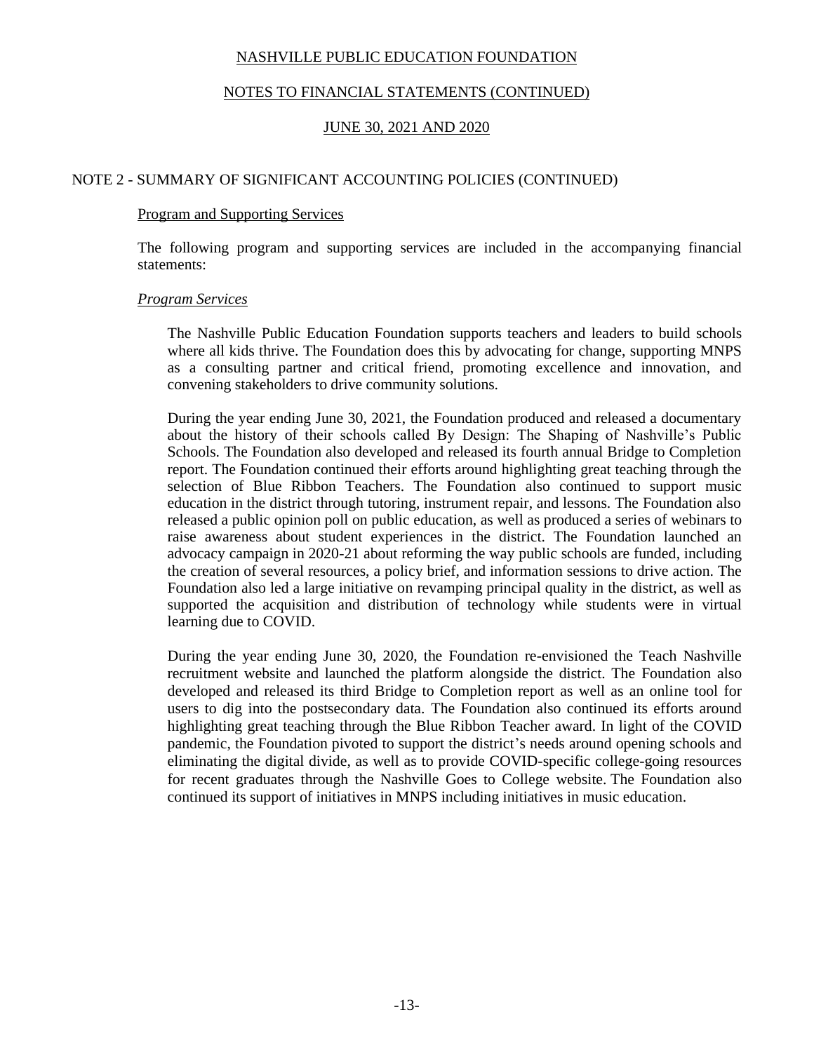NASHVILLE PUBLIC EDUCATION FOUNDATION

NOTES TO FINANCIAL STATEMENTS (CONTINUED)

JUNE 30, 2021 AND 2020

## NOTE 2 - SUMMARY OF SIGNIFICANT ACCOUNTING POLICIES (CONTINUED)

### Program and Supporting Services

The following program and supporting services are included in the accompanying financial statements:

*Program Services*

The Nashville Public Education Foundation supports teachers and leaders to build schools where all kids thrive. The Foundation does this by advocating for change, supporting MNPS as a consulting partner and critical friend, promoting excellence and innovation, and convening stakeholders to drive community solutions.

During the year ending June 30, 2021, the Foundation produced and released a documentary about the history of their schools called By Design: The Shaping of Nashville's Public Schools. The Foundation also developed and released its fourth annual Bridge to Completion report. The Foundation continued their efforts around highlighting great teaching through the selection of Blue Ribbon Teachers. The Foundation also continued to support music education in the district through tutoring, instrument repair, and lessons. The Foundation also released a public opinion poll on public education, as well as produced a series of webinars to raise awareness about student experiences in the district. The Foundation launched an advocacy campaign in 2020-21 about reforming the way public schools are funded, including the creation of several resources, a policy brief, and information sessions to drive action. The Foundation also led a large initiative on revamping principal quality in the district, as well as supported the acquisition and distribution of technology while students were in virtual learning due to COVID.

During the year ending June 30, 2020, the Foundation re-envisioned the Teach Nashville recruitment website and launched the platform alongside the district. The Foundation also developed and released its third Bridge to Completion report as well as an online tool for users to dig into the postsecondary data. The Foundation also continued its efforts around highlighting great teaching through the Blue Ribbon Teacher award. In light of the COVID pandemic, the Foundation pivoted to support the district's needs around opening schools and eliminating the digital divide, as well as to provide COVID-specific college-going resources for recent graduates through the Nashville Goes to College website. The Foundation also continued its support of initiatives in MNPS including initiatives in music education.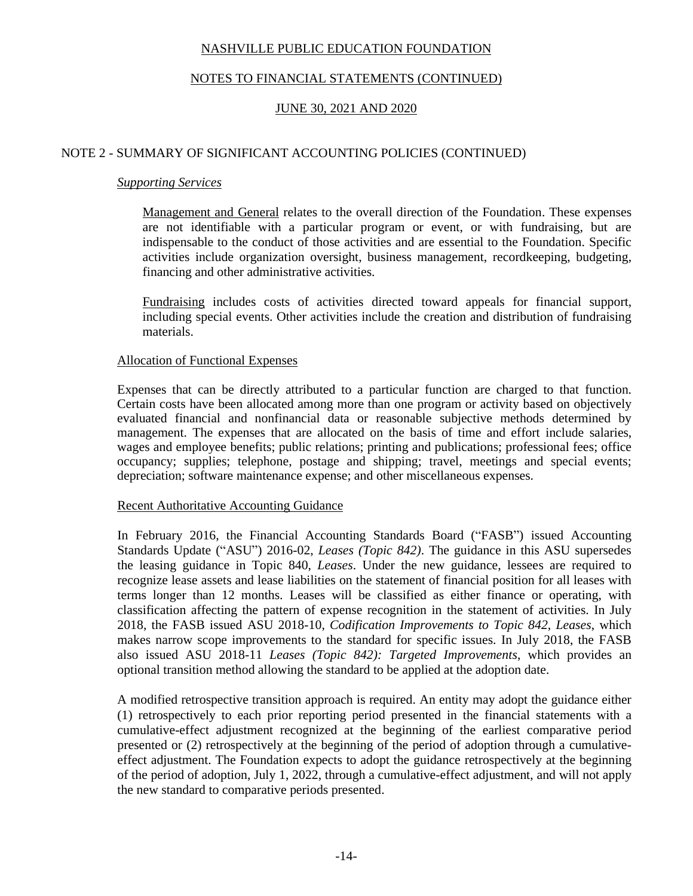## NOTE 2 - SUMMARY OF SIGNIFICANT ACCOUNTING POLICIES (CONTINUED)

*Supporting Services*

Management and General relates to the overall direction of the Foundation. These expenses are not identifiable with a particular program or event, or with fundraising, but are indispensable to the conduct of those activities and are essential to the Foundation. Specific activities include organization oversight, business management, recordkeeping, budgeting, financing and other administrative activities.

Fundraising includes costs of activities directed toward appeals for financial support, including special events. Other activities include the creation and distribution of fundraising materials.

### Allocation of Functional Expenses

Expenses that can be directly attributed to a particular function are charged to that function. Certain costs have been allocated among more than one program or activity based on objectively evaluated financial and nonfinancial data or reasonable subjective methods determined by management. The expenses that are allocated on the basis of time and effort include salaries, wages and employee benefits; public relations; printing and publications; professional fees; office occupancy; supplies; telephone, postage and shipping; travel, meetings and special events; depreciation; software maintenance expense; and other miscellaneous expenses.

### Recent Authoritative Accounting Guidance

In February 2016, the Financial Accounting Standards Board ("FASB") issued Accounting Standards Update ("ASU") 2016-02, *Leases (Topic 842)*. The guidance in this ASU supersedes the leasing guidance in Topic 840, *Leases*. Under the new guidance, lessees are required to recognize lease assets and lease liabilities on the statement of financial position for all leases with terms longer than 12 months. Leases will be classified as either finance or operating, with classification affecting the pattern of expense recognition in the statement of activities. In July 2018, the FASB issued ASU 2018-10, *Codification Improvements to Topic 842, Leases*, which makes narrow scope improvements to the standard for specific issues. In July 2018, the FASB also issued ASU 2018-11 *Leases (Topic 842): Targeted Improvements*, which provides an optional transition method allowing the standard to be applied at the adoption date.

A modified retrospective transition approach is required. An entity may adopt the guidance either (1) retrospectively to each prior reporting period presented in the financial statements with a cumulative-effect adjustment recognized at the beginning of the earliest comparative period presented or (2) retrospectively at the beginning of the period of adoption through a cumulative-effect adjustment. The Foundation expects to adopt the guidance retrospectively at the beginning of the period of adoption, July 1, 2022, through a cumulative-effect adjustment, and will not apply the new standard to comparative periods presented.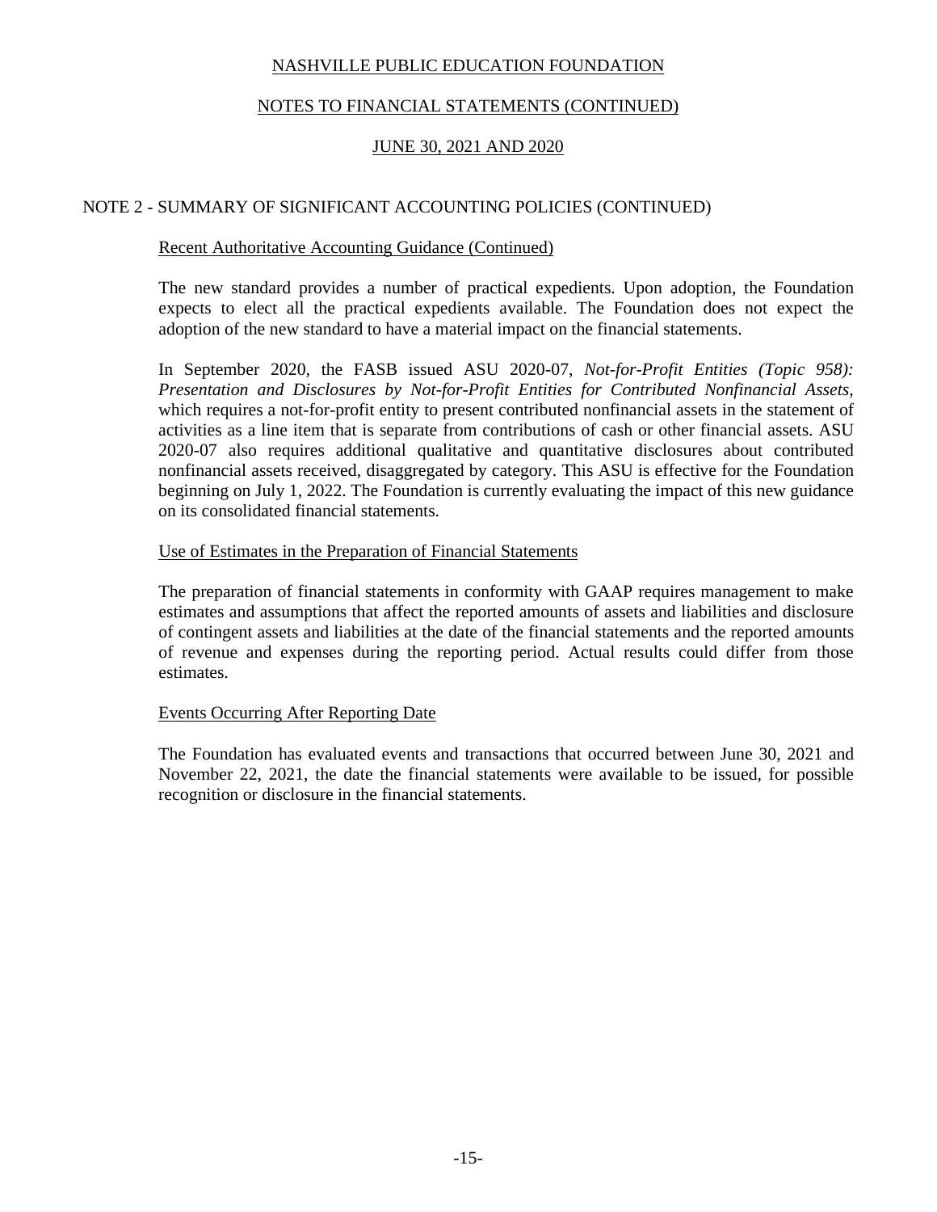## NOTE 2 - SUMMARY OF SIGNIFICANT ACCOUNTING POLICIES (CONTINUED)

### Recent Authoritative Accounting Guidance (Continued)

The new standard provides a number of practical expedients. Upon adoption, the Foundation expects to elect all the practical expedients available. The Foundation does not expect the adoption of the new standard to have a material impact on the financial statements.

In September 2020, the FASB issued ASU 2020-07, *Not-for-Profit Entities (Topic 958): Presentation and Disclosures by Not-for-Profit Entities for Contributed Nonfinancial Assets*, which requires a not-for-profit entity to present contributed nonfinancial assets in the statement of activities as a line item that is separate from contributions of cash or other financial assets. ASU 2020-07 also requires additional qualitative and quantitative disclosures about contributed nonfinancial assets received, disaggregated by category. This ASU is effective for the Foundation beginning on July 1, 2022. The Foundation is currently evaluating the impact of this new guidance on its consolidated financial statements.

### Use of Estimates in the Preparation of Financial Statements

The preparation of financial statements in conformity with GAAP requires management to make estimates and assumptions that affect the reported amounts of assets and liabilities and disclosure of contingent assets and liabilities at the date of the financial statements and the reported amounts of revenue and expenses during the reporting period. Actual results could differ from those estimates.

### Events Occurring After Reporting Date

The Foundation has evaluated events and transactions that occurred between June 30, 2021 and November 22, 2021, the date the financial statements were available to be issued, for possible recognition or disclosure in the financial statements.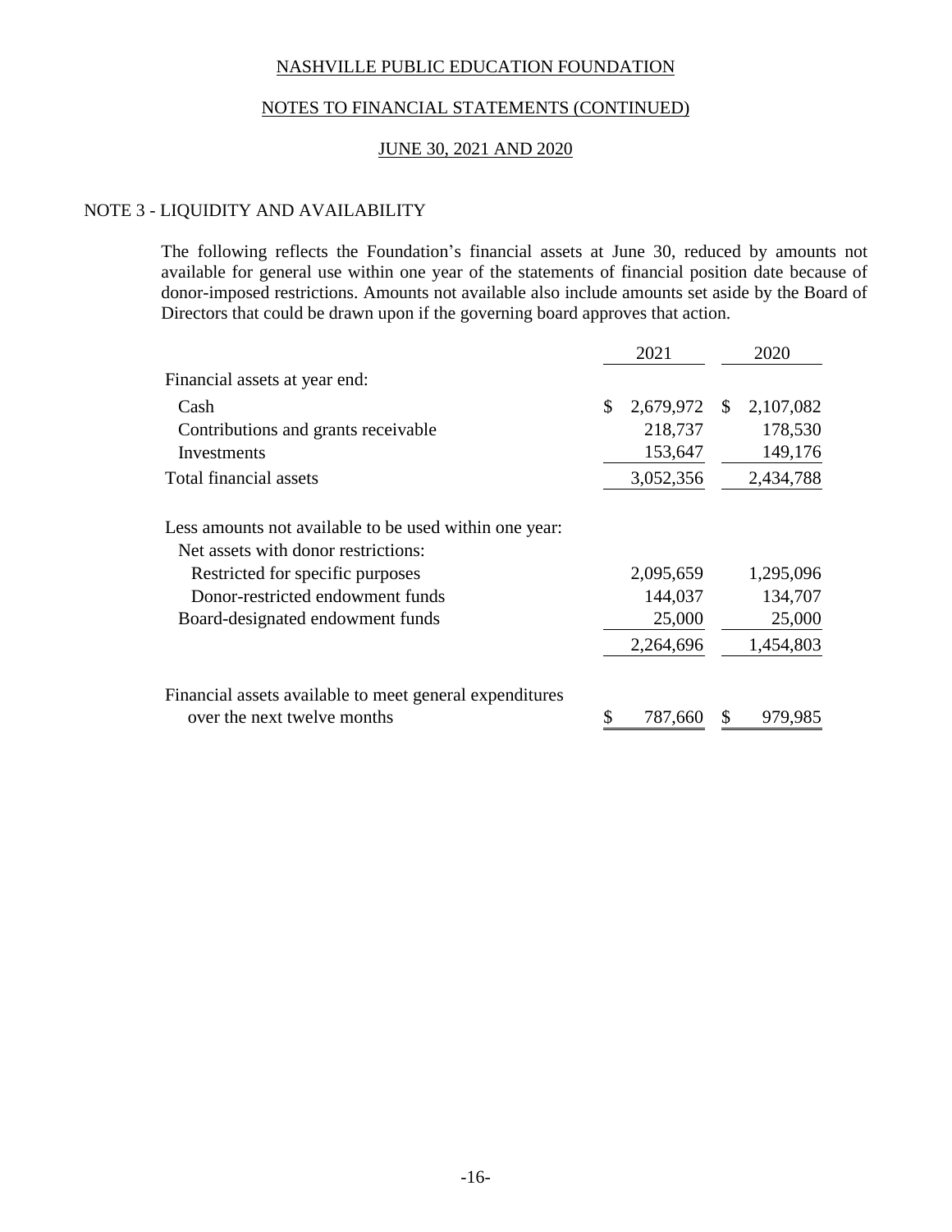# NASHVILLE PUBLIC EDUCATION FOUNDATION

## NOTES TO FINANCIAL STATEMENTS (CONTINUED)

## JUNE 30, 2021 AND 2020

### NOTE 3 - LIQUIDITY AND AVAILABILITY

The following reflects the Foundation's financial assets at June 30, reduced by amounts not available for general use within one year of the statements of financial position date because of donor-imposed restrictions. Amounts not available also include amounts set aside by the Board of Directors that could be drawn upon if the governing board approves that action.

| | 2021 | 2020 |
|---|---|---|
| Financial assets at year end: | | |
| Cash | $ 2,679,972 | $ 2,107,082 |
| Contributions and grants receivable | 218,737 | 178,530 |
| Investments | 153,647 | 149,176 |
| Total financial assets | 3,052,356 | 2,434,788 |
| Less amounts not available to be used within one year: | | |
| Net assets with donor restrictions: | | |
| Restricted for specific purposes | 2,095,659 | 1,295,096 |
| Donor-restricted endowment funds | 144,037 | 134,707 |
| Board-designated endowment funds | 25,000 | 25,000 |
| | 2,264,696 | 1,454,803 |
| Financial assets available to meet general expenditures over the next twelve months | $ 787,660 | $ 979,985 |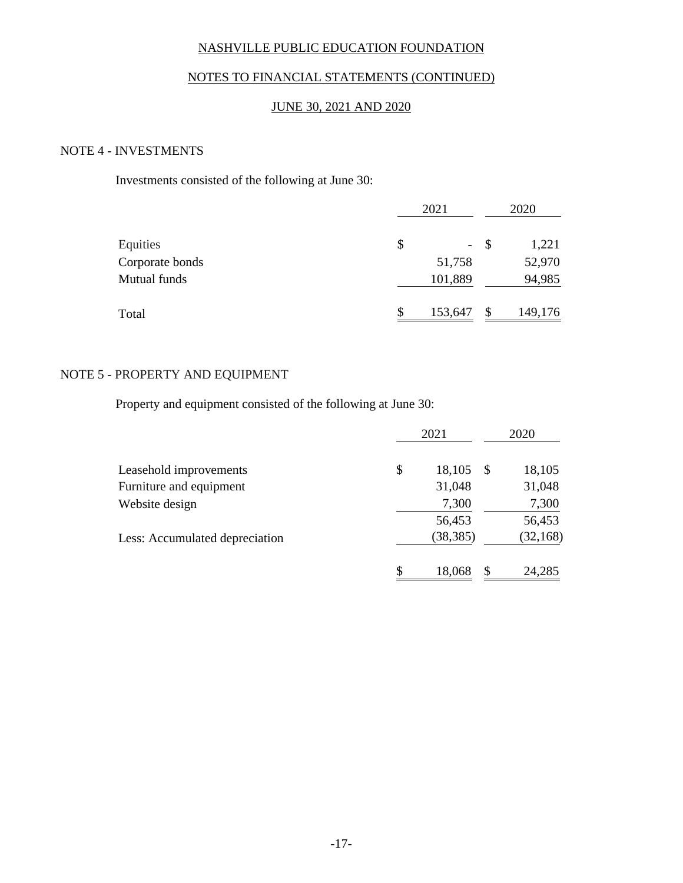NASHVILLE PUBLIC EDUCATION FOUNDATION

NOTES TO FINANCIAL STATEMENTS (CONTINUED)

JUNE 30, 2021 AND 2020

## NOTE 4 - INVESTMENTS

Investments consisted of the following at June 30:

| | 2021 | 2020 |
|---|---|---|
| Equities | $ - | $ 1,221 |
| Corporate bonds | 51,758 | 52,970 |
| Mutual funds | 101,889 | 94,985 |
| Total | $ 153,647 | $ 149,176 |

## NOTE 5 - PROPERTY AND EQUIPMENT

Property and equipment consisted of the following at June 30:

| | 2021 | 2020 |
|---|---|---|
| Leasehold improvements | $ 18,105 | $ 18,105 |
| Furniture and equipment | 31,048 | 31,048 |
| Website design | 7,300 | 7,300 |
| | 56,453 | 56,453 |
| Less: Accumulated depreciation | (38,385) | (32,168) |
| | $ 18,068 | $ 24,285 |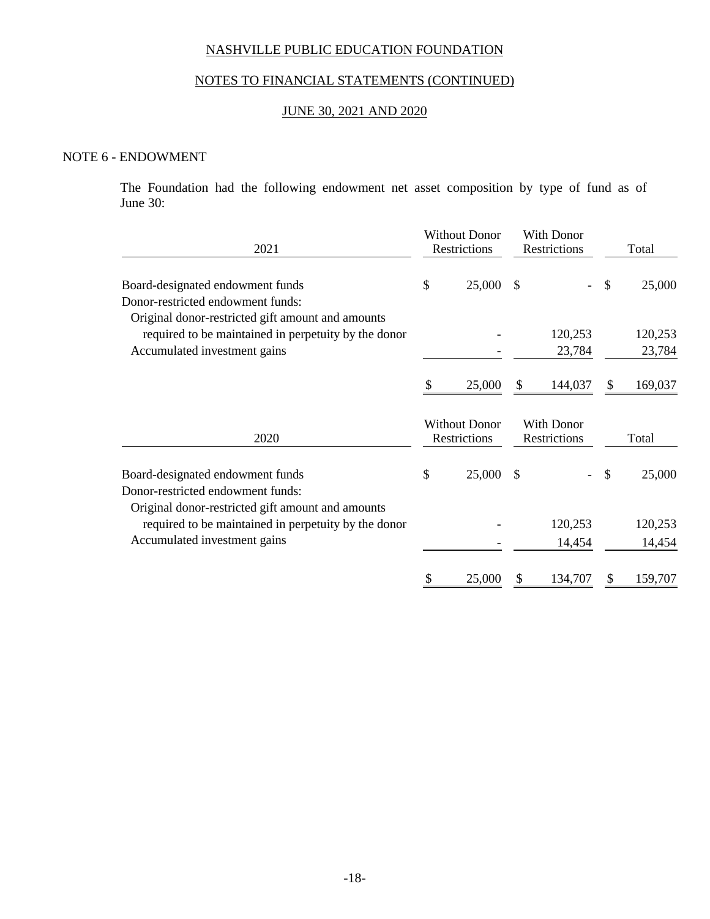NASHVILLE PUBLIC EDUCATION FOUNDATION

NOTES TO FINANCIAL STATEMENTS (CONTINUED)

JUNE 30, 2021 AND 2020

## NOTE 6 - ENDOWMENT

The Foundation had the following endowment net asset composition by type of fund as of June 30:

| 2021 | Without Donor Restrictions | With Donor Restrictions | Total |
|---|---|---|---|
| Board-designated endowment funds | $ 25,000 | $ - | $ 25,000 |
| Donor-restricted endowment funds: | | | |
| Original donor-restricted gift amount and amounts required to be maintained in perpetuity by the donor | - | 120,253 | 120,253 |
| Accumulated investment gains | - | 23,784 | 23,784 |
| | $ 25,000 | $ 144,037 | $ 169,037 |

| 2020 | Without Donor Restrictions | With Donor Restrictions | Total |
|---|---|---|---|
| Board-designated endowment funds | $ 25,000 | $ - | $ 25,000 |
| Donor-restricted endowment funds: | | | |
| Original donor-restricted gift amount and amounts required to be maintained in perpetuity by the donor | - | 120,253 | 120,253 |
| Accumulated investment gains | - | 14,454 | 14,454 |
| | $ 25,000 | $ 134,707 | $ 159,707 |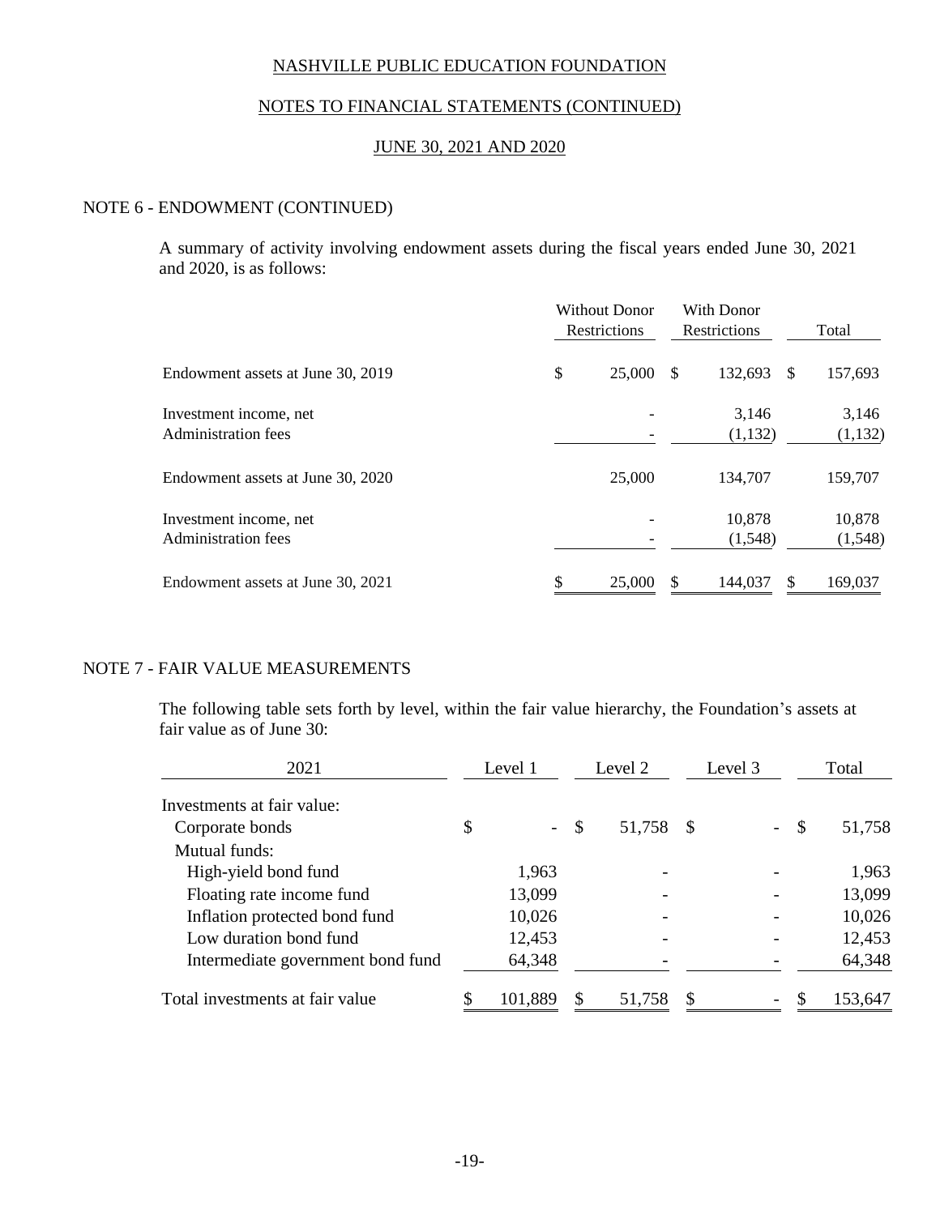NASHVILLE PUBLIC EDUCATION FOUNDATION

NOTES TO FINANCIAL STATEMENTS (CONTINUED)

JUNE 30, 2021 AND 2020

## NOTE 6 - ENDOWMENT (CONTINUED)

A summary of activity involving endowment assets during the fiscal years ended June 30, 2021 and 2020, is as follows:

| | Without Donor Restrictions | With Donor Restrictions | Total |
|---|---|---|---|
| Endowment assets at June 30, 2019 | $ 25,000 | $ 132,693 | $ 157,693 |
| Investment income, net | - | 3,146 | 3,146 |
| Administration fees | - | (1,132) | (1,132) |
| Endowment assets at June 30, 2020 | 25,000 | 134,707 | 159,707 |
| Investment income, net | - | 10,878 | 10,878 |
| Administration fees | - | (1,548) | (1,548) |
| Endowment assets at June 30, 2021 | $ 25,000 | $ 144,037 | $ 169,037 |

## NOTE 7 - FAIR VALUE MEASUREMENTS

The following table sets forth by level, within the fair value hierarchy, the Foundation's assets at fair value as of June 30:

| 2021 | Level 1 | Level 2 | Level 3 | Total |
|---|---|---|---|---|
| Investments at fair value: | | | | |
| Corporate bonds | $ - | $ 51,758 | $ - | $ 51,758 |
| Mutual funds: | | | | |
| High-yield bond fund | 1,963 | - | - | 1,963 |
| Floating rate income fund | 13,099 | - | - | 13,099 |
| Inflation protected bond fund | 10,026 | - | - | 10,026 |
| Low duration bond fund | 12,453 | - | - | 12,453 |
| Intermediate government bond fund | 64,348 | - | - | 64,348 |
| Total investments at fair value | $ 101,889 | $ 51,758 | $ - | $ 153,647 |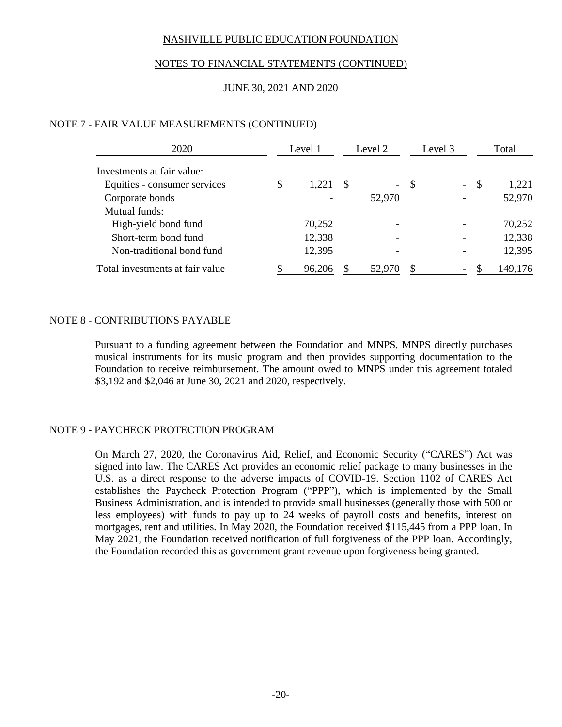## NOTE 7 - FAIR VALUE MEASUREMENTS (CONTINUED)

| 2020 | Level 1 | Level 2 | Level 3 | Total |
|---|---|---|---|---|
| Investments at fair value: | | | | |
| Equities - consumer services | $ 1,221 | $ - | $ - | $ 1,221 |
| Corporate bonds | - | 52,970 | - | 52,970 |
| Mutual funds: | | | | |
| High-yield bond fund | 70,252 | - | - | 70,252 |
| Short-term bond fund | 12,338 | - | - | 12,338 |
| Non-traditional bond fund | 12,395 | - | - | 12,395 |
| Total investments at fair value | $ 96,206 | $ 52,970 | $ - | $ 149,176 |

## NOTE 8 - CONTRIBUTIONS PAYABLE

Pursuant to a funding agreement between the Foundation and MNPS, MNPS directly purchases musical instruments for its music program and then provides supporting documentation to the Foundation to receive reimbursement. The amount owed to MNPS under this agreement totaled $3,192 and $2,046 at June 30, 2021 and 2020, respectively.

## NOTE 9 - PAYCHECK PROTECTION PROGRAM

On March 27, 2020, the Coronavirus Aid, Relief, and Economic Security ("CARES") Act was signed into law. The CARES Act provides an economic relief package to many businesses in the U.S. as a direct response to the adverse impacts of COVID-19. Section 1102 of CARES Act establishes the Paycheck Protection Program ("PPP"), which is implemented by the Small Business Administration, and is intended to provide small businesses (generally those with 500 or less employees) with funds to pay up to 24 weeks of payroll costs and benefits, interest on mortgages, rent and utilities. In May 2020, the Foundation received $115,445 from a PPP loan. In May 2021, the Foundation received notification of full forgiveness of the PPP loan. Accordingly, the Foundation recorded this as government grant revenue upon forgiveness being granted.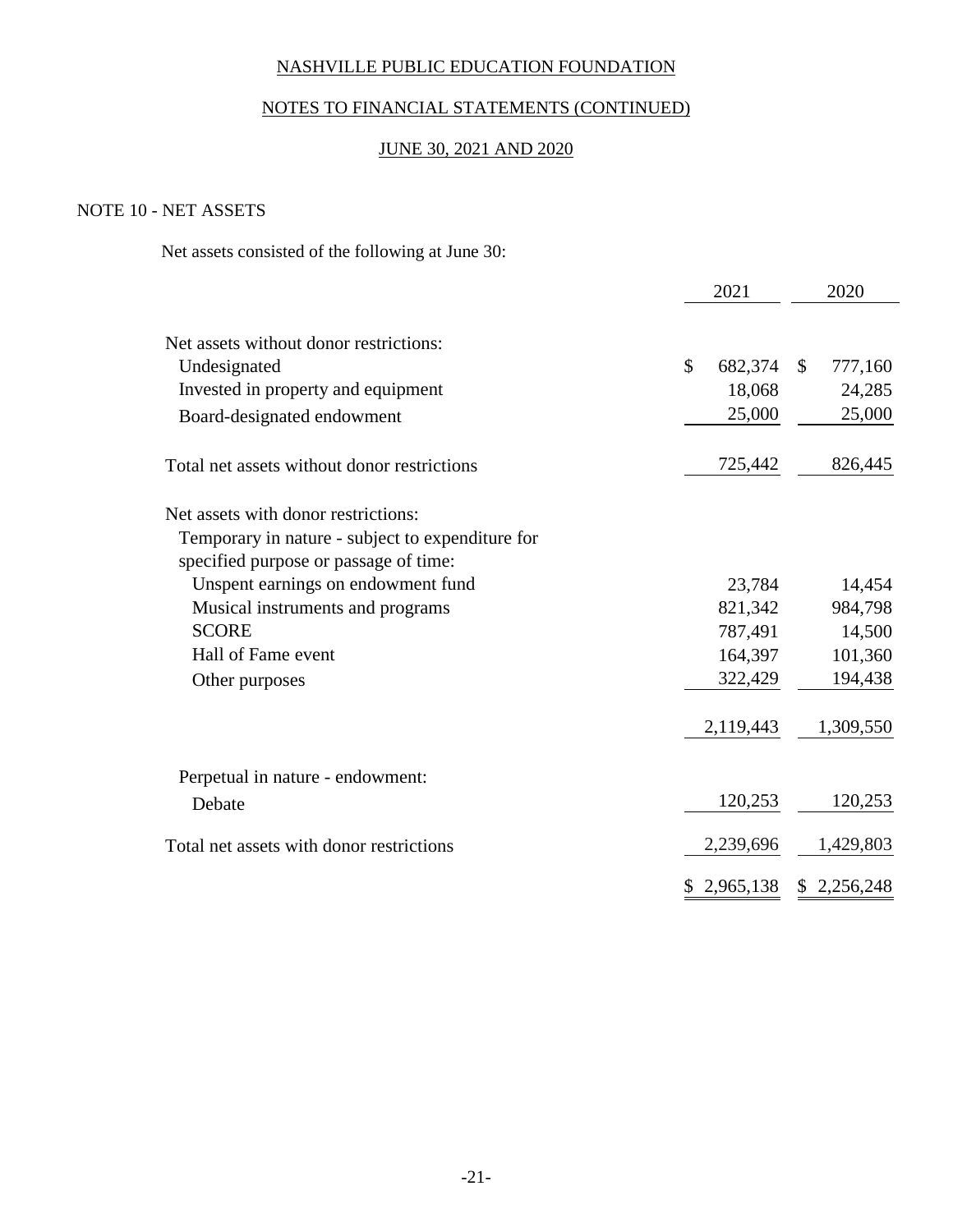NASHVILLE PUBLIC EDUCATION FOUNDATION

NOTES TO FINANCIAL STATEMENTS (CONTINUED)

JUNE 30, 2021 AND 2020

## NOTE 10 - NET ASSETS

Net assets consisted of the following at June 30:

| | 2021 | 2020 |
|---|---|---|
| Net assets without donor restrictions: | | |
| Undesignated | $ 682,374 | $ 777,160 |
| Invested in property and equipment | 18,068 | 24,285 |
| Board-designated endowment | 25,000 | 25,000 |
| Total net assets without donor restrictions | 725,442 | 826,445 |
| Net assets with donor restrictions: | | |
| Temporary in nature - subject to expenditure for specified purpose or passage of time: | | |
| Unspent earnings on endowment fund | 23,784 | 14,454 |
| Musical instruments and programs | 821,342 | 984,798 |
| SCORE | 787,491 | 14,500 |
| Hall of Fame event | 164,397 | 101,360 |
| Other purposes | 322,429 | 194,438 |
| | 2,119,443 | 1,309,550 |
| Perpetual in nature - endowment: | | |
| Debate | 120,253 | 120,253 |
| Total net assets with donor restrictions | 2,239,696 | 1,429,803 |
| | $ 2,965,138 | $ 2,256,248 |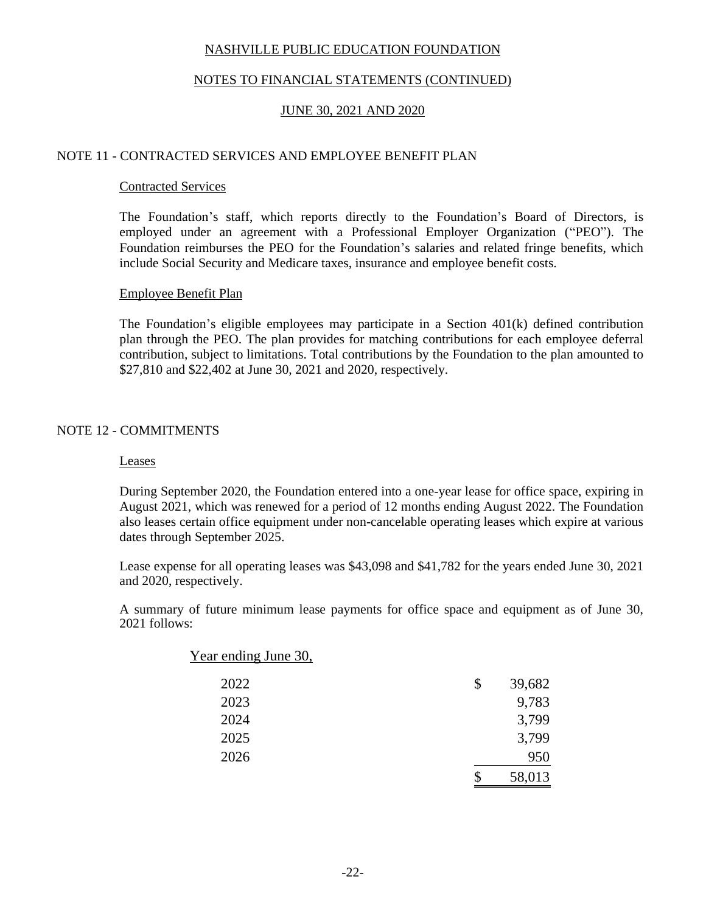NASHVILLE PUBLIC EDUCATION FOUNDATION

NOTES TO FINANCIAL STATEMENTS (CONTINUED)

JUNE 30, 2021 AND 2020

## NOTE 11 - CONTRACTED SERVICES AND EMPLOYEE BENEFIT PLAN

### Contracted Services

The Foundation's staff, which reports directly to the Foundation's Board of Directors, is employed under an agreement with a Professional Employer Organization ("PEO"). The Foundation reimburses the PEO for the Foundation's salaries and related fringe benefits, which include Social Security and Medicare taxes, insurance and employee benefit costs.

### Employee Benefit Plan

The Foundation's eligible employees may participate in a Section 401(k) defined contribution plan through the PEO. The plan provides for matching contributions for each employee deferral contribution, subject to limitations. Total contributions by the Foundation to the plan amounted to $27,810 and $22,402 at June 30, 2021 and 2020, respectively.

## NOTE 12 - COMMITMENTS

### Leases

During September 2020, the Foundation entered into a one-year lease for office space, expiring in August 2021, which was renewed for a period of 12 months ending August 2022. The Foundation also leases certain office equipment under non-cancelable operating leases which expire at various dates through September 2025.

Lease expense for all operating leases was $43,098 and $41,782 for the years ended June 30, 2021 and 2020, respectively.

A summary of future minimum lease payments for office space and equipment as of June 30, 2021 follows:

| Year ending June 30, | |
|---|---|
| 2022 | $ 39,682 |
| 2023 | 9,783 |
| 2024 | 3,799 |
| 2025 | 3,799 |
| 2026 | 950 |
| | $ 58,013 |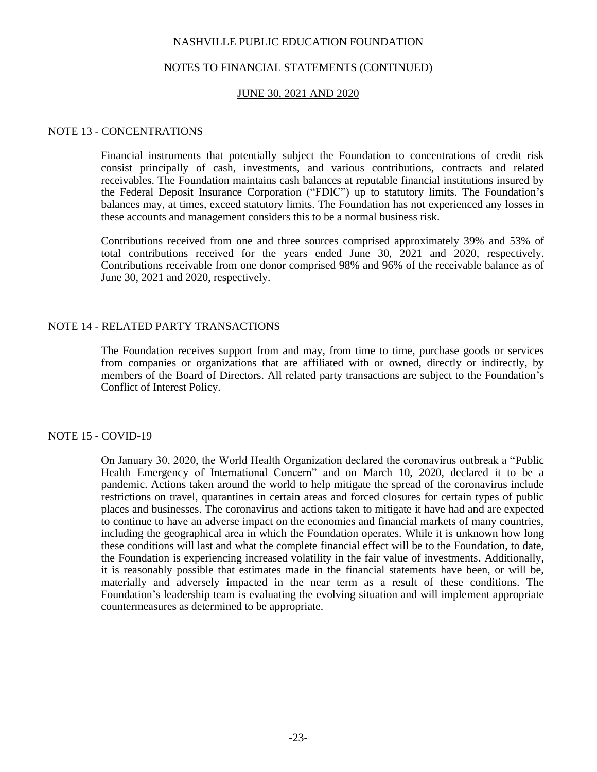## NOTE 13 - CONCENTRATIONS

Financial instruments that potentially subject the Foundation to concentrations of credit risk consist principally of cash, investments, and various contributions, contracts and related receivables. The Foundation maintains cash balances at reputable financial institutions insured by the Federal Deposit Insurance Corporation ("FDIC") up to statutory limits. The Foundation's balances may, at times, exceed statutory limits. The Foundation has not experienced any losses in these accounts and management considers this to be a normal business risk.

Contributions received from one and three sources comprised approximately 39% and 53% of total contributions received for the years ended June 30, 2021 and 2020, respectively. Contributions receivable from one donor comprised 98% and 96% of the receivable balance as of June 30, 2021 and 2020, respectively.

## NOTE 14 - RELATED PARTY TRANSACTIONS

The Foundation receives support from and may, from time to time, purchase goods or services from companies or organizations that are affiliated with or owned, directly or indirectly, by members of the Board of Directors. All related party transactions are subject to the Foundation's Conflict of Interest Policy.

## NOTE 15 - COVID-19

On January 30, 2020, the World Health Organization declared the coronavirus outbreak a "Public Health Emergency of International Concern" and on March 10, 2020, declared it to be a pandemic. Actions taken around the world to help mitigate the spread of the coronavirus include restrictions on travel, quarantines in certain areas and forced closures for certain types of public places and businesses. The coronavirus and actions taken to mitigate it have had and are expected to continue to have an adverse impact on the economies and financial markets of many countries, including the geographical area in which the Foundation operates. While it is unknown how long these conditions will last and what the complete financial effect will be to the Foundation, to date, the Foundation is experiencing increased volatility in the fair value of investments. Additionally, it is reasonably possible that estimates made in the financial statements have been, or will be, materially and adversely impacted in the near term as a result of these conditions. The Foundation's leadership team is evaluating the evolving situation and will implement appropriate countermeasures as determined to be appropriate.